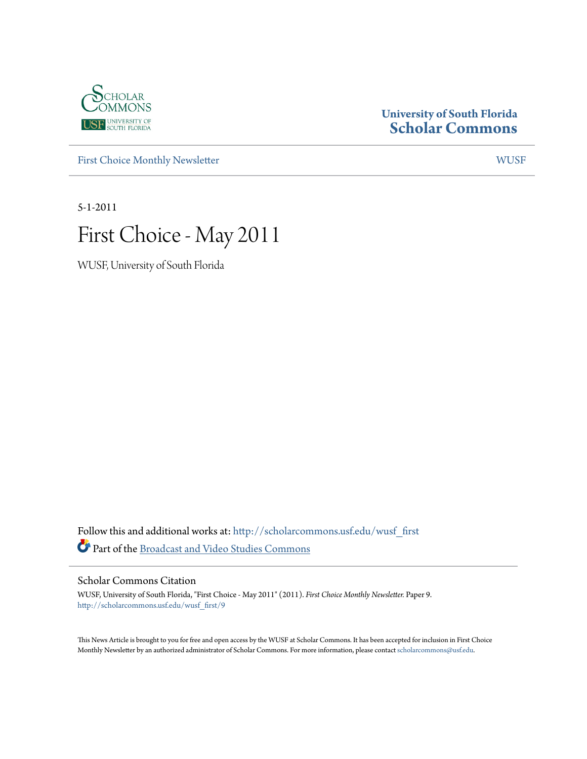University of South Florida
**Scholar Commons**

First Choice Monthly Newsletter | WUSF

5-1-2011

# First Choice - May 2011

WUSF, University of South Florida

Follow this and additional works at: http://scholarcommons.usf.edu/wusf_first

Part of the Broadcast and Video Studies Commons

## Scholar Commons Citation

WUSF, University of South Florida, "First Choice - May 2011" (2011). *First Choice Monthly Newsletter.* Paper 9.
http://scholarcommons.usf.edu/wusf_first/9

This News Article is brought to you for free and open access by the WUSF at Scholar Commons. It has been accepted for inclusion in First Choice Monthly Newsletter by an authorized administrator of Scholar Commons. For more information, please contact scholarcommons@usf.edu.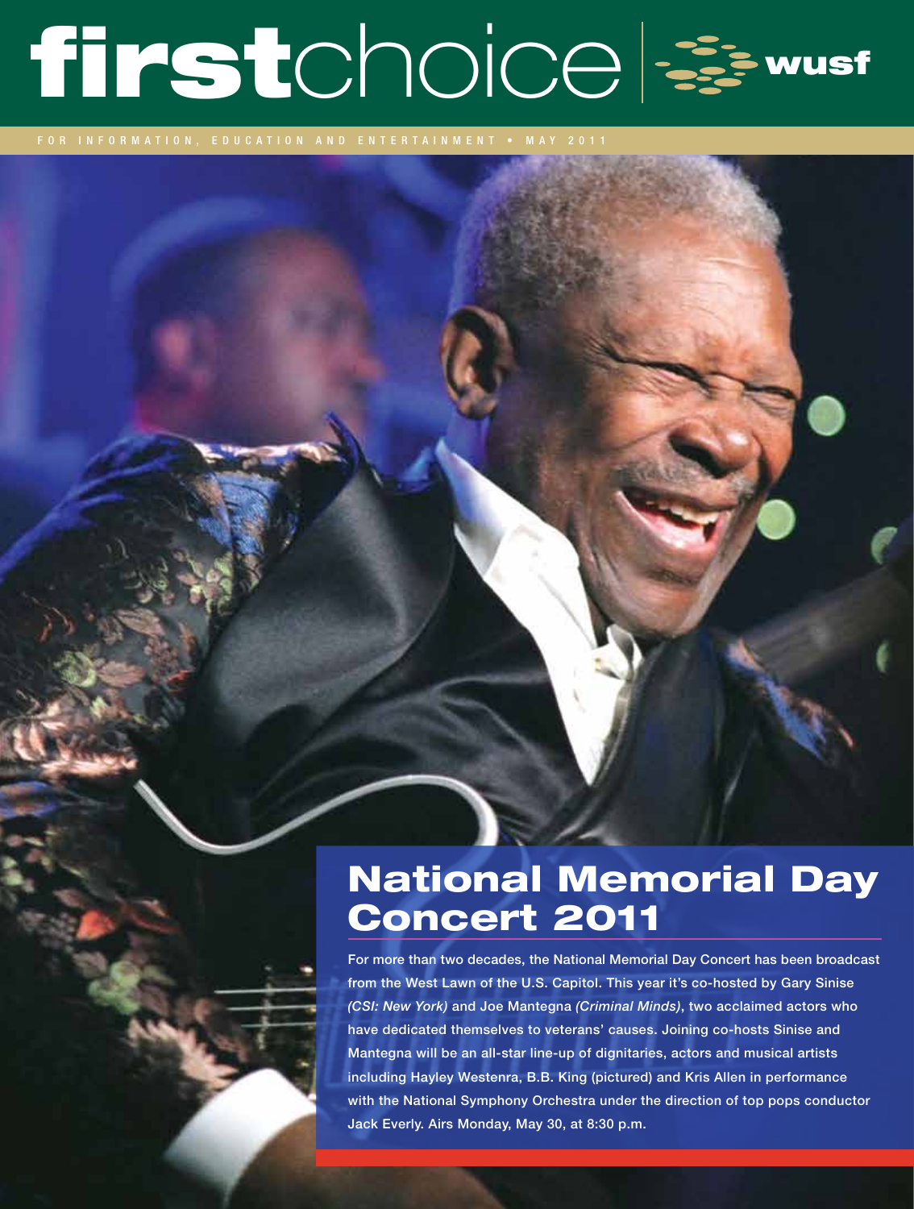# firstchoice | wusf

FOR INFORMATION, EDUCATION AND ENTERTAINMENT • MAY 2011

## National Memorial Day Concert 2011

For more than two decades, the National Memorial Day Concert has been broadcast from the West Lawn of the U.S. Capitol. This year it's co-hosted by Gary Sinise *(CSI: New York)* and Joe Mantegna *(Criminal Minds)*, two acclaimed actors who have dedicated themselves to veterans' causes. Joining co-hosts Sinise and Mantegna will be an all-star line-up of dignitaries, actors and musical artists including Hayley Westenra, B.B. King (pictured) and Kris Allen in performance with the National Symphony Orchestra under the direction of top pops conductor Jack Everly. Airs Monday, May 30, at 8:30 p.m.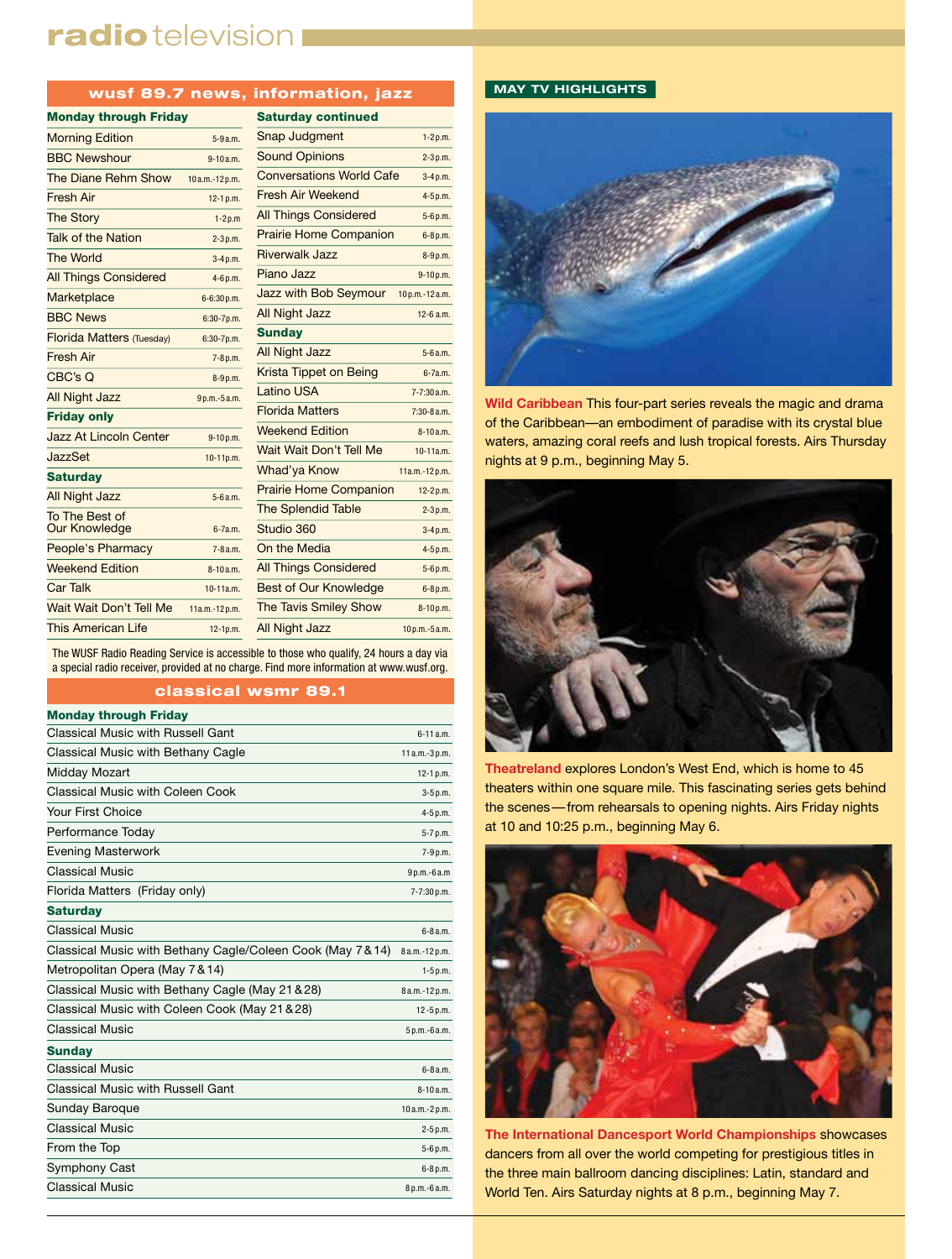# radio television

## wusf 89.7 news, information, jazz

| Monday through Friday | |
|---|---|
| Morning Edition | 5-9 a.m. |
| BBC Newshour | 9-10 a.m. |
| The Diane Rehm Show | 10 a.m.-12 p.m. |
| Fresh Air | 12-1 p.m. |
| The Story | 1-2 p.m |
| Talk of the Nation | 2-3 p.m. |
| The World | 3-4 p.m. |
| All Things Considered | 4-6 p.m. |
| Marketplace | 6-6:30 p.m. |
| BBC News | 6:30-7 p.m. |
| Florida Matters (Tuesday) | 6:30-7 p.m. |
| Fresh Air | 7-8 p.m. |
| CBC's Q | 8-9 p.m. |
| All Night Jazz | 9 p.m.-5 a.m. |
| **Friday only** | |
| Jazz At Lincoln Center | 9-10 p.m. |
| JazzSet | 10-11 p.m. |
| **Saturday** | |
| All Night Jazz | 5-6 a.m. |
| To The Best of Our Knowledge | 6-7 a.m. |
| People's Pharmacy | 7-8 a.m. |
| Weekend Edition | 8-10 a.m. |
| Car Talk | 10-11 a.m. |
| Wait Wait Don't Tell Me | 11 a.m.-12 p.m. |
| This American Life | 12-1 p.m. |
| **Saturday continued** | |
| Snap Judgment | 1-2 p.m. |
| Sound Opinions | 2-3 p.m. |
| Conversations World Cafe | 3-4 p.m. |
| Fresh Air Weekend | 4-5 p.m. |
| All Things Considered | 5-6 p.m. |
| Prairie Home Companion | 6-8 p.m. |
| Riverwalk Jazz | 8-9 p.m. |
| Piano Jazz | 9-10 p.m. |
| Jazz with Bob Seymour | 10 p.m.-12 a.m. |
| All Night Jazz | 12-6 a.m. |
| **Sunday** | |
| All Night Jazz | 5-6 a.m. |
| Krista Tippet on Being | 6-7 a.m. |
| Latino USA | 7-7:30 a.m. |
| Florida Matters | 7:30-8 a.m. |
| Weekend Edition | 8-10 a.m. |
| Wait Wait Don't Tell Me | 10-11 a.m. |
| Whad'ya Know | 11 a.m.-12 p.m. |
| Prairie Home Companion | 12-2 p.m. |
| The Splendid Table | 2-3 p.m. |
| Studio 360 | 3-4 p.m. |
| On the Media | 4-5 p.m. |
| All Things Considered | 5-6 p.m. |
| Best of Our Knowledge | 6-8 p.m. |
| The Tavis Smiley Show | 8-10 p.m. |
| All Night Jazz | 10 p.m.-5 a.m. |

The WUSF Radio Reading Service is accessible to those who qualify, 24 hours a day via a special radio receiver, provided at no charge. Find more information at www.wusf.org.

## classical wsmr 89.1

| Monday through Friday | |
|---|---|
| Classical Music with Russell Gant | 6-11 a.m. |
| Classical Music with Bethany Cagle | 11 a.m.-3 p.m. |
| Midday Mozart | 12-1 p.m. |
| Classical Music with Coleen Cook | 3-5 p.m. |
| Your First Choice | 4-5 p.m. |
| Performance Today | 5-7 p.m. |
| Evening Masterwork | 7-9 p.m. |
| Classical Music | 9 p.m.-6 a.m |
| Florida Matters (Friday only) | 7-7:30 p.m. |
| **Saturday** | |
| Classical Music | 6-8 a.m. |
| Classical Music with Bethany Cagle/Coleen Cook (May 7 & 14) | 8 a.m.-12 p.m. |
| Metropolitan Opera (May 7 & 14) | 1-5 p.m. |
| Classical Music with Bethany Cagle (May 21 & 28) | 8 a.m.-12 p.m. |
| Classical Music with Coleen Cook (May 21 & 28) | 12-5 p.m. |
| Classical Music | 5 p.m.-6 a.m. |
| **Sunday** | |
| Classical Music | 6-8 a.m. |
| Classical Music with Russell Gant | 8-10 a.m. |
| Sunday Baroque | 10 a.m.-2 p.m. |
| Classical Music | 2-5 p.m. |
| From the Top | 5-6 p.m. |
| Symphony Cast | 6-8 p.m. |
| Classical Music | 8 p.m.-6 a.m. |

## MAY TV HIGHLIGHTS

**Wild Caribbean** This four-part series reveals the magic and drama of the Caribbean—an embodiment of paradise with its crystal blue waters, amazing coral reefs and lush tropical forests. Airs Thursday nights at 9 p.m., beginning May 5.

**Theatreland** explores London's West End, which is home to 45 theaters within one square mile. This fascinating series gets behind the scenes—from rehearsals to opening nights. Airs Friday nights at 10 and 10:25 p.m., beginning May 6.

**The International Dancesport World Championships** showcases dancers from all over the world competing for prestigious titles in the three main ballroom dancing disciplines: Latin, standard and World Ten. Airs Saturday nights at 8 p.m., beginning May 7.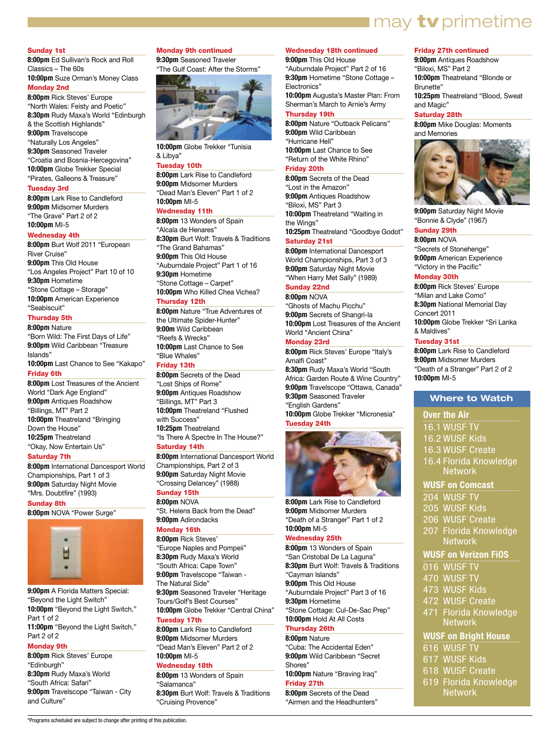# may tv primetime

## Sunday 1st

**8:00pm** Ed Sullivan's Rock and Roll Classics – The 60s
**10:00pm** Suze Orman's Money Class

## Monday 2nd

**8:00pm** Rick Steves' Europe "North Wales: Feisty and Poetic"
**8:30pm** Rudy Maxa's World "Edinburgh & the Scottish Highlands"
**9:00pm** Travelscope "Naturally Los Angeles"
**9:30pm** Seasoned Traveler "Croatia and Bosnia-Hercegovina"
**10:00pm** Globe Trekker Special "Pirates, Galleons & Treasure"

## Tuesday 3rd

**8:00pm** Lark Rise to Candleford
**9:00pm** Midsomer Murders "The Grave" Part 2 of 2
**10:00pm** MI-5

## Wednesday 4th

**8:00pm** Burt Wolf 2011 "European River Cruise"
**9:00pm** This Old House "Los Angeles Project" Part 10 of 10
**9:30pm** Hometime "Stone Cottage – Storage"
**10:00pm** American Experience "Seabiscuit"

## Thursday 5th

**8:00pm** Nature "Born Wild: The First Days of Life"
**9:00pm** Wild Caribbean "Treasure Islands"
**10:00pm** Last Chance to See "Kakapo"

## Friday 6th

**8:00pm** Lost Treasures of the Ancient World "Dark Age England"
**9:00pm** Antiques Roadshow "Billings, MT" Part 2
**10:00pm** Theatreland "Bringing Down the House"
**10:25pm** Theatreland "Okay, Now Entertain Us"

## Saturday 7th

**8:00pm** International Dancesport World Championships, Part 1 of 3
**9:00pm** Saturday Night Movie "Mrs. Doubtfire" (1993)

## Sunday 8th

**8:00pm** NOVA "Power Surge"
**9:00pm** A Florida Matters Special: "Beyond the Light Switch"
**10:00pm** "Beyond the Light Switch," Part 1 of 2
**11:00pm** "Beyond the Light Switch," Part 2 of 2

## Monday 9th

**8:00pm** Rick Steves' Europe "Edinburgh"
**8:30pm** Rudy Maxa's World "South Africa: Safari"
**9:00pm** Travelscope "Taiwan - City and Culture"
**9:30pm** Seasoned Traveler "The Gulf Coast: After the Storms"
**10:00pm** Globe Trekker "Tunisia & Libya"

## Tuesday 10th

**8:00pm** Lark Rise to Candleford
**9:00pm** Midsomer Murders "Dead Man's Eleven" Part 1 of 2
**10:00pm** MI-5

## Wednesday 11th

**8:00pm** 13 Wonders of Spain "Alcala de Henares"
**8:30pm** Burt Wolf: Travels & Traditions "The Grand Bahamas"
**9:00pm** This Old House "Auburndale Project" Part 1 of 16
**9:30pm** Hometime "Stone Cottage – Carpet"
**10:00pm** Who Killed Chea Vichea?

## Thursday 12th

**8:00pm** Nature "True Adventures of the Ultimate Spider-Hunter"
**9:00m** Wild Caribbean "Reefs & Wrecks"
**10:00pm** Last Chance to See "Blue Whales"

## Friday 13th

**8:00pm** Secrets of the Dead "Lost Ships of Rome"
**9:00pm** Antiques Roadshow "Billings, MT" Part 3
**10:00pm** Theatreland "Flushed with Success"
**10:25pm** Theatreland "Is There A Spectre In The House?"

## Saturday 14th

**8:00pm** International Dancesport World Championships, Part 2 of 3
**9:00pm** Saturday Night Movie "Crossing Delancey" (1988)

## Sunday 15th

**8:00pm** NOVA "St. Helens Back from the Dead"
**9:00pm** Adirondacks

## Monday 16th

**8:00pm** Rick Steves' "Europe Naples and Pompeii"
**8:30pm** Rudy Maxa's World "South Africa: Cape Town"
**9:00pm** Travelscope "Taiwan - The Natural Side"
**9:30pm** Seasoned Traveler "Heritage Tours/Golf's Best Courses"
**10:00pm** Globe Trekker "Central China"

## Tuesday 17th

**8:00pm** Lark Rise to Candleford
**9:00pm** Midsomer Murders "Dead Man's Eleven" Part 2 of 2
**10:00pm** MI-5

## Wednesday 18th

**8:00pm** 13 Wonders of Spain "Salamanca"
**8:30pm** Burt Wolf: Travels & Traditions "Cruising Provence"
**9:00pm** This Old House "Auburndale Project" Part 2 of 16
**9:30pm** Hometime "Stone Cottage – Electronics"
**10:00pm** Augusta's Master Plan: From Sherman's March to Arnie's Army

## Thursday 19th

**8:00pm** Nature "Outback Pelicans"
**9:00pm** Wild Caribbean "Hurricane Hell"
**10:00pm** Last Chance to See "Return of the White Rhino"

## Friday 20th

**8:00pm** Secrets of the Dead "Lost in the Amazon"
**9:00pm** Antiques Roadshow "Biloxi, MS" Part 3
**10:00pm** Theatreland "Waiting in the Wings"
**10:25pm** Theatreland "Goodbye Godot"

## Saturday 21st

**8:00pm** International Dancesport World Championships, Part 3 of 3
**9:00pm** Saturday Night Movie "When Harry Met Sally" (1989)

## Sunday 22nd

**8:00pm** NOVA "Ghosts of Machu Picchu"
**9:00pm** Secrets of Shangri-la
**10:00pm** Lost Treasures of the Ancient World "Ancient China"

## Monday 23rd

**8:00pm** Rick Steves' Europe "Italy's Amalfi Coast"
**8:30pm** Rudy Maxa's World "South Africa: Garden Route & Wine Country"
**9:00pm** Travelscope "Ottawa, Canada"
**9:30pm** Seasoned Traveler "English Gardens"
**10:00pm** Globe Trekker "Micronesia"

## Tuesday 24th

**8:00pm** Lark Rise to Candleford
**9:00pm** Midsomer Murders "Death of a Stranger" Part 1 of 2
**10:00pm** MI-5

## Wednesday 25th

**8:00pm** 13 Wonders of Spain "San Cristobal De La Laguna"
**8:30pm** Burt Wolf: Travels & Traditions "Cayman Islands"
**9:00pm** This Old House "Auburndale Project" Part 3 of 16
**9:30pm** Hometime "Stone Cottage: Cul-De-Sac Prep"
**10:00pm** Hold At All Costs

## Thursday 26th

**8:00pm** Nature "Cuba: The Accidental Eden"
**9:00pm** Wild Caribbean "Secret Shores"
**10:00pm** Nature "Braving Iraq"

## Friday 27th

**8:00pm** Secrets of the Dead "Airmen and the Headhunters"
**9:00pm** Antiques Roadshow "Biloxi, MS" Part 2
**10:00pm** Theatreland "Blonde or Brunette"
**10:25pm** Theatreland "Blood, Sweat and Magic"

## Saturday 28th

**8:00pm** Mike Douglas: Moments and Memories
**9:00pm** Saturday Night Movie "Bonnie & Clyde" (1967)

## Sunday 29th

**8:00pm** NOVA "Secrets of Stonehenge"
**9:00pm** American Experience "Victory in the Pacific"

## Monday 30th

**8:00pm** Rick Steves' Europe "Milan and Lake Como"
**8:30pm** National Memorial Day Concert 2011
**10:00pm** Globe Trekker "Sri Lanka & Maldives"

## Tuesday 31st

**8:00pm** Lark Rise to Candleford
**9:00pm** Midsomer Murders "Death of a Stranger" Part 2 of 2
**10:00pm** MI-5

## Where to Watch

### Over the Air
- 16.1 WUSF TV
- 16.2 WUSF Kids
- 16.3 WUSF Create
- 16.4 Florida Knowledge Network

### WUSF on Comcast
- 204 WUSF TV
- 205 WUSF Kids
- 206 WUSF Create
- 207 Florida Knowledge Network

### WUSF on Verizon FiOS
- 016 WUSF TV
- 470 WUSF TV
- 473 WUSF Kids
- 472 WUSF Create
- 471 Florida Knowledge Network

### WUSF on Bright House
- 616 WUSF TV
- 617 WUSF Kids
- 618 WUSF Create
- 619 Florida Knowledge Network

*Programs scheduled are subject to change after printing of this publication.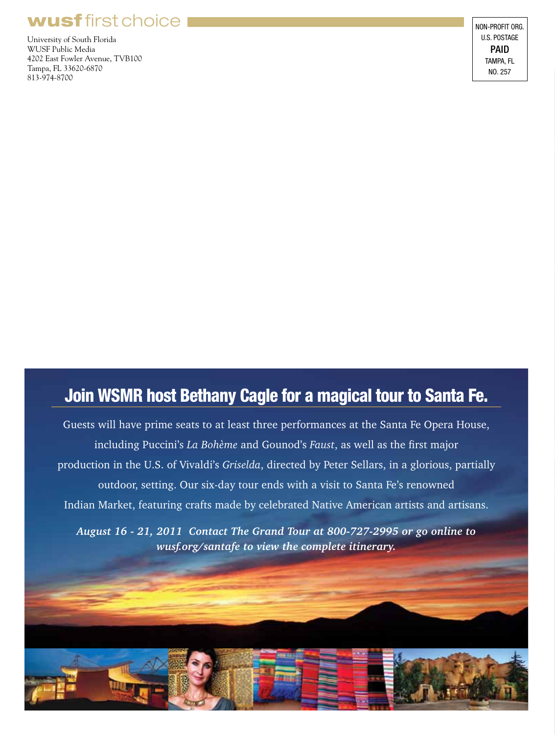**wusf** first choice

University of South Florida
WUSF Public Media
4202 East Fowler Avenue, TVB100
Tampa, FL 33620-6870
813-974-8700

NON-PROFIT ORG.
U.S. POSTAGE
**PAID**
TAMPA, FL
NO. 257

## Join WSMR host Bethany Cagle for a magical tour to Santa Fe.

Guests will have prime seats to at least three performances at the Santa Fe Opera House, including Puccini's *La Bohème* and Gounod's *Faust*, as well as the first major production in the U.S. of Vivaldi's *Griselda*, directed by Peter Sellars, in a glorious, partially outdoor, setting. Our six-day tour ends with a visit to Santa Fe's renowned Indian Market, featuring crafts made by celebrated Native American artists and artisans.

***August 16 - 21, 2011 Contact The Grand Tour at 800-727-2995 or go online to wusf.org/santafe to view the complete itinerary.***